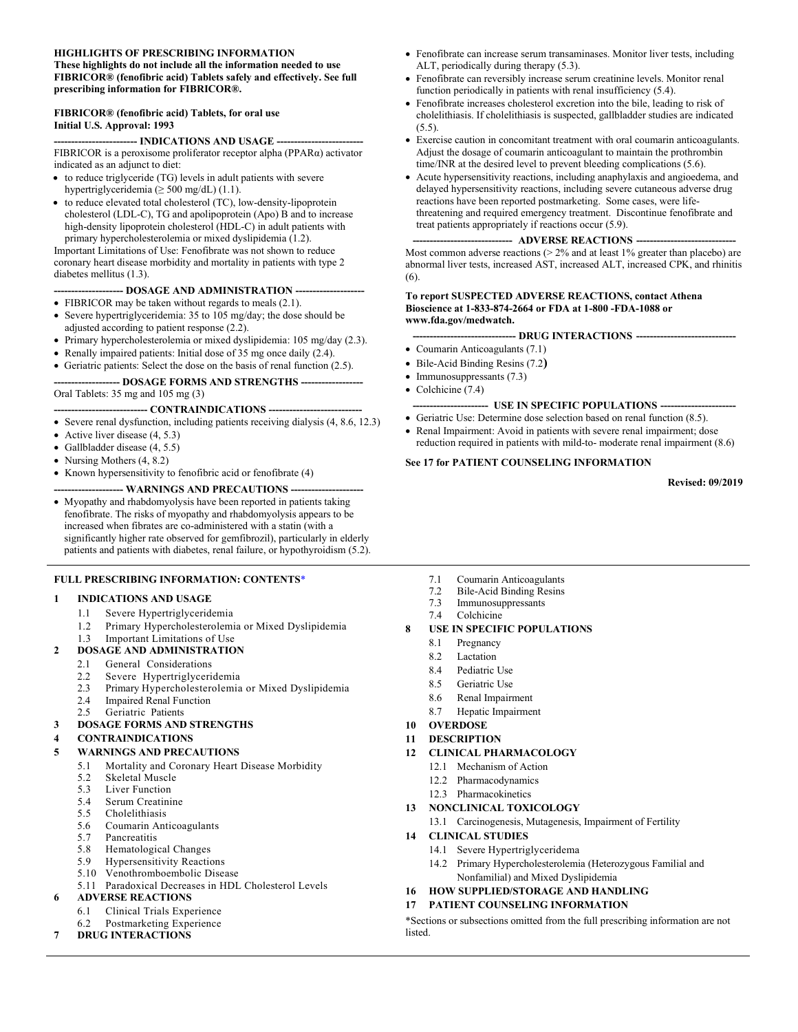**HIGHLIGHTS OF PRESCRIBING INFORMATION**
**These highlights do not include all the information needed to use FIBRICOR® (fenofibric acid) Tablets safely and effectively. See full prescribing information for FIBRICOR®.**

**FIBRICOR® (fenofibric acid) Tablets, for oral use**
**Initial U.S. Approval: 1993**

**------------------------ INDICATIONS AND USAGE ------------------------**

FIBRICOR is a peroxisome proliferator receptor alpha (PPARα) activator indicated as an adjunct to diet:

- to reduce triglyceride (TG) levels in adult patients with severe hypertriglyceridemia (≥ 500 mg/dL) (1.1).
- to reduce elevated total cholesterol (TC), low-density-lipoprotein cholesterol (LDL-C), TG and apolipoprotein (Apo) B and to increase high-density lipoprotein cholesterol (HDL-C) in adult patients with primary hypercholesterolemia or mixed dyslipidemia (1.2).

Important Limitations of Use: Fenofibrate was not shown to reduce coronary heart disease morbidity and mortality in patients with type 2 diabetes mellitus (1.3).

**-------------------- DOSAGE AND ADMINISTRATION --------------------**

- FIBRICOR may be taken without regards to meals (2.1).
- Severe hypertriglyceridemia: 35 to 105 mg/day; the dose should be adjusted according to patient response (2.2).
- Primary hypercholesterolemia or mixed dyslipidemia: 105 mg/day (2.3).
- Renally impaired patients: Initial dose of 35 mg once daily (2.4).
- Geriatric patients: Select the dose on the basis of renal function (2.5).

**------------------- DOSAGE FORMS AND STRENGTHS ------------------**

Oral Tablets: 35 mg and 105 mg (3)

**--------------------------- CONTRAINDICATIONS ---------------------------**

- Severe renal dysfunction, including patients receiving dialysis (4, 8.6, 12.3)
- Active liver disease (4, 5.3)
- Gallbladder disease (4, 5.5)
- Nursing Mothers (4, 8.2)
- Known hypersensitivity to fenofibric acid or fenofibrate (4)

**-------------------- WARNINGS AND PRECAUTIONS ---------------------**

- Myopathy and rhabdomyolysis have been reported in patients taking fenofibrate. The risks of myopathy and rhabdomyolysis appears to be increased when fibrates are co-administered with a statin (with a significantly higher rate observed for gemfibrozil), particularly in elderly patients and patients with diabetes, renal failure, or hypothyroidism (5.2).
- Fenofibrate can increase serum transaminases. Monitor liver tests, including ALT, periodically during therapy (5.3).
- Fenofibrate can reversibly increase serum creatinine levels. Monitor renal function periodically in patients with renal insufficiency (5.4).
- Fenofibrate increases cholesterol excretion into the bile, leading to risk of cholelithiasis. If cholelithiasis is suspected, gallbladder studies are indicated (5.5).
- Exercise caution in concomitant treatment with oral coumarin anticoagulants. Adjust the dosage of coumarin anticoagulant to maintain the prothrombin time/INR at the desired level to prevent bleeding complications (5.6).
- Acute hypersensitivity reactions, including anaphylaxis and angioedema, and delayed hypersensitivity reactions, including severe cutaneous adverse drug reactions have been reported postmarketing. Some cases, were life-threatening and required emergency treatment. Discontinue fenofibrate and treat patients appropriately if reactions occur (5.9).

**---------------------------- ADVERSE REACTIONS ----------------------------**

Most common adverse reactions (> 2% and at least 1% greater than placebo) are abnormal liver tests, increased AST, increased ALT, increased CPK, and rhinitis (6).

**To report SUSPECTED ADVERSE REACTIONS, contact Athena Bioscience at 1-833-874-2664 or FDA at 1-800 -FDA-1088 or www.fda.gov/medwatch.**

**----------------------------- DRUG INTERACTIONS ----------------------------**

- Coumarin Anticoagulants (7.1)
- Bile-Acid Binding Resins (7.2)
- Immunosuppressants (7.3)
- Colchicine (7.4)

**--------------------- USE IN SPECIFIC POPULATIONS ---------------------**

- Geriatric Use: Determine dose selection based on renal function (8.5).
- Renal Impairment: Avoid in patients with severe renal impairment; dose reduction required in patients with mild-to- moderate renal impairment (8.6)

**See 17 for PATIENT COUNSELING INFORMATION**

**Revised: 09/2019**

**FULL PRESCRIBING INFORMATION: CONTENTS***

**1 INDICATIONS AND USAGE**
- 1.1 Severe Hypertriglyceridemia
- 1.2 Primary Hypercholesterolemia or Mixed Dyslipidemia
- 1.3 Important Limitations of Use

**2 DOSAGE AND ADMINISTRATION**
- 2.1 General Considerations
- 2.2 Severe Hypertriglyceridemia
- 2.3 Primary Hypercholesterolemia or Mixed Dyslipidemia
- 2.4 Impaired Renal Function
- 2.5 Geriatric Patients

**3 DOSAGE FORMS AND STRENGTHS**

**4 CONTRAINDICATIONS**

**5 WARNINGS AND PRECAUTIONS**
- 5.1 Mortality and Coronary Heart Disease Morbidity
- 5.2 Skeletal Muscle
- 5.3 Liver Function
- 5.4 Serum Creatinine
- 5.5 Cholelithiasis
- 5.6 Coumarin Anticoagulants
- 5.7 Pancreatitis
- 5.8 Hematological Changes
- 5.9 Hypersensitivity Reactions
- 5.10 Venothromboembolic Disease
- 5.11 Paradoxical Decreases in HDL Cholesterol Levels

**6 ADVERSE REACTIONS**
- 6.1 Clinical Trials Experience
- 6.2 Postmarketing Experience

**7 DRUG INTERACTIONS**
- 7.1 Coumarin Anticoagulants
- 7.2 Bile-Acid Binding Resins
- 7.3 Immunosuppressants
- 7.4 Colchicine

**8 USE IN SPECIFIC POPULATIONS**
- 8.1 Pregnancy
- 8.2 Lactation
- 8.4 Pediatric Use
- 8.5 Geriatric Use
- 8.6 Renal Impairment
- 8.7 Hepatic Impairment

**10 OVERDOSE**

**11 DESCRIPTION**

**12 CLINICAL PHARMACOLOGY**
- 12.1 Mechanism of Action
- 12.2 Pharmacodynamics
- 12.3 Pharmacokinetics

**13 NONCLINICAL TOXICOLOGY**
- 13.1 Carcinogenesis, Mutagenesis, Impairment of Fertility

**14 CLINICAL STUDIES**
- 14.1 Severe Hypertriglyceridema
- 14.2 Primary Hypercholesterolemia (Heterozygous Familial and Nonfamilial) and Mixed Dyslipidemia

**16 HOW SUPPLIED/STORAGE AND HANDLING**

**17 PATIENT COUNSELING INFORMATION**

*Sections or subsections omitted from the full prescribing information are not listed.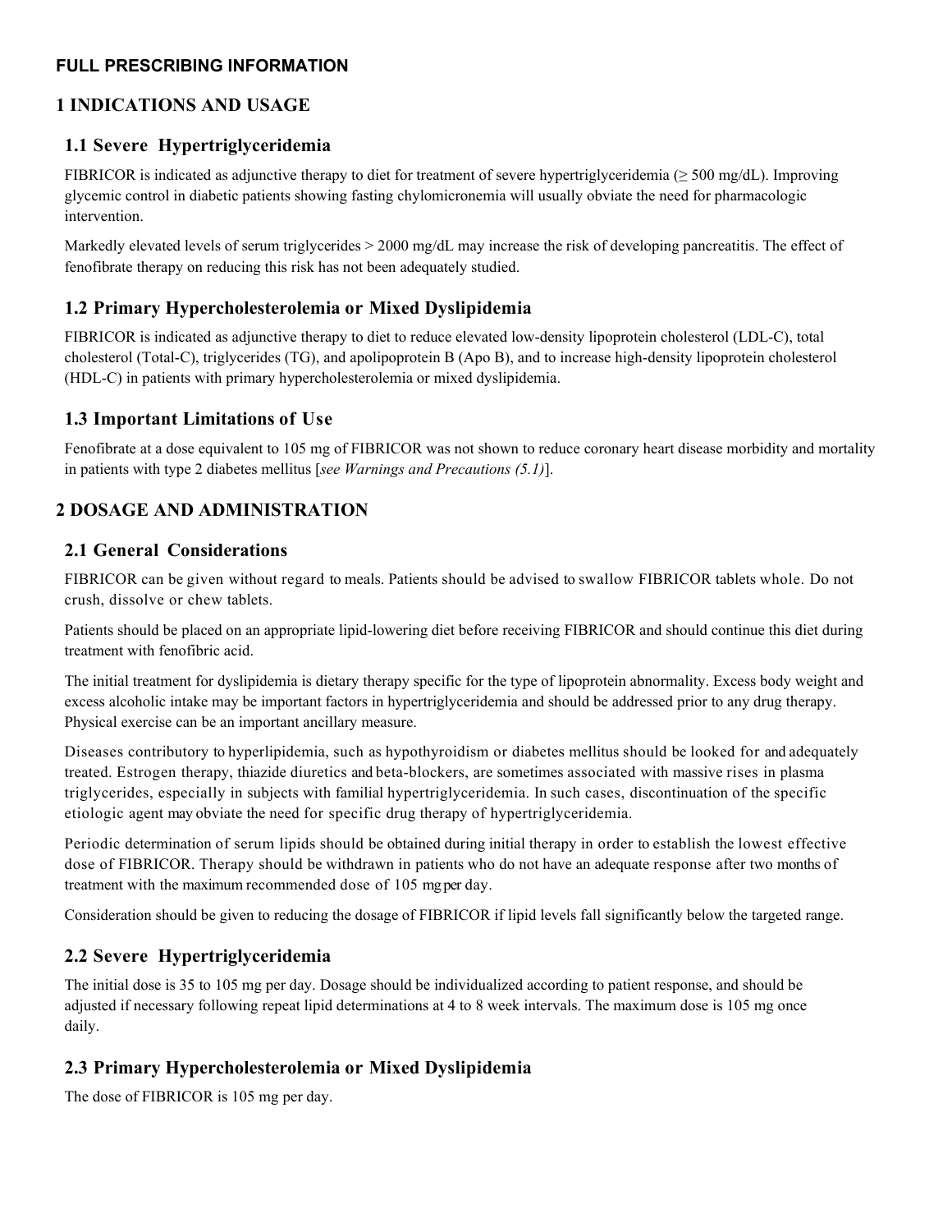## FULL PRESCRIBING INFORMATION

# 1 INDICATIONS AND USAGE

## 1.1 Severe Hypertriglyceridemia

FIBRICOR is indicated as adjunctive therapy to diet for treatment of severe hypertriglyceridemia (≥ 500 mg/dL). Improving glycemic control in diabetic patients showing fasting chylomicronemia will usually obviate the need for pharmacologic intervention.

Markedly elevated levels of serum triglycerides > 2000 mg/dL may increase the risk of developing pancreatitis. The effect of fenofibrate therapy on reducing this risk has not been adequately studied.

## 1.2 Primary Hypercholesterolemia or Mixed Dyslipidemia

FIBRICOR is indicated as adjunctive therapy to diet to reduce elevated low-density lipoprotein cholesterol (LDL-C), total cholesterol (Total-C), triglycerides (TG), and apolipoprotein B (Apo B), and to increase high-density lipoprotein cholesterol (HDL-C) in patients with primary hypercholesterolemia or mixed dyslipidemia.

## 1.3 Important Limitations of Use

Fenofibrate at a dose equivalent to 105 mg of FIBRICOR was not shown to reduce coronary heart disease morbidity and mortality in patients with type 2 diabetes mellitus [*see Warnings and Precautions (5.1)*].

# 2 DOSAGE AND ADMINISTRATION

## 2.1 General Considerations

FIBRICOR can be given without regard to meals. Patients should be advised to swallow FIBRICOR tablets whole. Do not crush, dissolve or chew tablets.

Patients should be placed on an appropriate lipid-lowering diet before receiving FIBRICOR and should continue this diet during treatment with fenofibric acid.

The initial treatment for dyslipidemia is dietary therapy specific for the type of lipoprotein abnormality. Excess body weight and excess alcoholic intake may be important factors in hypertriglyceridemia and should be addressed prior to any drug therapy. Physical exercise can be an important ancillary measure.

Diseases contributory to hyperlipidemia, such as hypothyroidism or diabetes mellitus should be looked for and adequately treated. Estrogen therapy, thiazide diuretics and beta-blockers, are sometimes associated with massive rises in plasma triglycerides, especially in subjects with familial hypertriglyceridemia. In such cases, discontinuation of the specific etiologic agent may obviate the need for specific drug therapy of hypertriglyceridemia.

Periodic determination of serum lipids should be obtained during initial therapy in order to establish the lowest effective dose of FIBRICOR. Therapy should be withdrawn in patients who do not have an adequate response after two months of treatment with the maximum recommended dose of 105 mg per day.

Consideration should be given to reducing the dosage of FIBRICOR if lipid levels fall significantly below the targeted range.

## 2.2 Severe Hypertriglyceridemia

The initial dose is 35 to 105 mg per day. Dosage should be individualized according to patient response, and should be adjusted if necessary following repeat lipid determinations at 4 to 8 week intervals. The maximum dose is 105 mg once daily.

## 2.3 Primary Hypercholesterolemia or Mixed Dyslipidemia

The dose of FIBRICOR is 105 mg per day.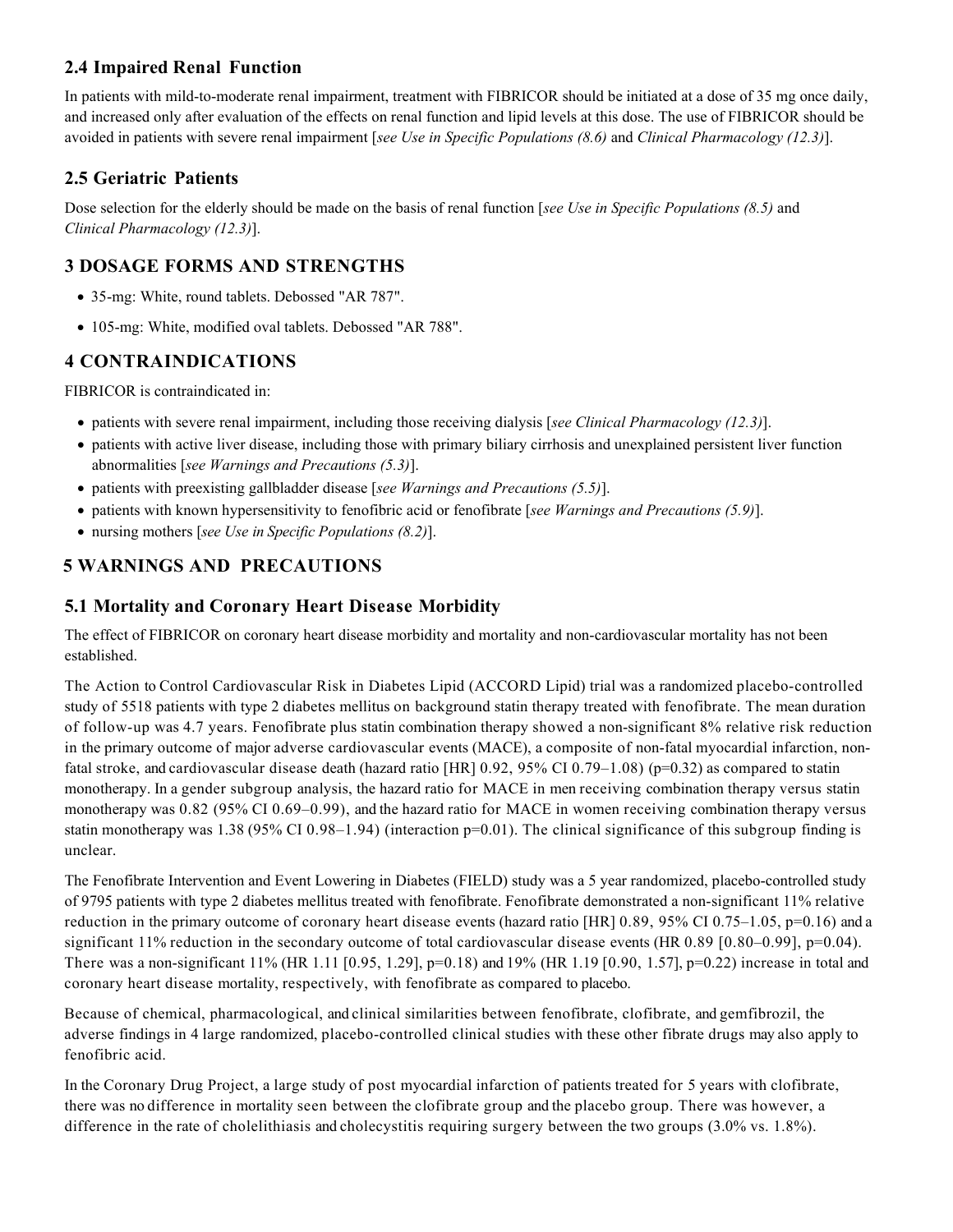## 2.4 Impaired Renal Function

In patients with mild-to-moderate renal impairment, treatment with FIBRICOR should be initiated at a dose of 35 mg once daily, and increased only after evaluation of the effects on renal function and lipid levels at this dose. The use of FIBRICOR should be avoided in patients with severe renal impairment [*see Use in Specific Populations (8.6)* and *Clinical Pharmacology (12.3)*].

## 2.5 Geriatric Patients

Dose selection for the elderly should be made on the basis of renal function [*see Use in Specific Populations (8.5)* and *Clinical Pharmacology (12.3)*].

# 3 DOSAGE FORMS AND STRENGTHS

- 35-mg: White, round tablets. Debossed "AR 787".
- 105-mg: White, modified oval tablets. Debossed "AR 788".

# 4 CONTRAINDICATIONS

FIBRICOR is contraindicated in:

- patients with severe renal impairment, including those receiving dialysis [*see Clinical Pharmacology (12.3)*].
- patients with active liver disease, including those with primary biliary cirrhosis and unexplained persistent liver function abnormalities [*see Warnings and Precautions (5.3)*].
- patients with preexisting gallbladder disease [*see Warnings and Precautions (5.5)*].
- patients with known hypersensitivity to fenofibric acid or fenofibrate [*see Warnings and Precautions (5.9)*].
- nursing mothers [*see Use in Specific Populations (8.2)*].

# 5 WARNINGS AND PRECAUTIONS

## 5.1 Mortality and Coronary Heart Disease Morbidity

The effect of FIBRICOR on coronary heart disease morbidity and mortality and non-cardiovascular mortality has not been established.

The Action to Control Cardiovascular Risk in Diabetes Lipid (ACCORD Lipid) trial was a randomized placebo-controlled study of 5518 patients with type 2 diabetes mellitus on background statin therapy treated with fenofibrate. The mean duration of follow-up was 4.7 years. Fenofibrate plus statin combination therapy showed a non-significant 8% relative risk reduction in the primary outcome of major adverse cardiovascular events (MACE), a composite of non-fatal myocardial infarction, non-fatal stroke, and cardiovascular disease death (hazard ratio [HR] 0.92, 95% CI 0.79–1.08) (p=0.32) as compared to statin monotherapy. In a gender subgroup analysis, the hazard ratio for MACE in men receiving combination therapy versus statin monotherapy was 0.82 (95% CI 0.69–0.99), and the hazard ratio for MACE in women receiving combination therapy versus statin monotherapy was 1.38 (95% CI 0.98–1.94) (interaction p=0.01). The clinical significance of this subgroup finding is unclear.

The Fenofibrate Intervention and Event Lowering in Diabetes (FIELD) study was a 5 year randomized, placebo-controlled study of 9795 patients with type 2 diabetes mellitus treated with fenofibrate. Fenofibrate demonstrated a non-significant 11% relative reduction in the primary outcome of coronary heart disease events (hazard ratio [HR] 0.89, 95% CI 0.75–1.05, p=0.16) and a significant 11% reduction in the secondary outcome of total cardiovascular disease events (HR 0.89 [0.80–0.99], p=0.04). There was a non-significant 11% (HR 1.11 [0.95, 1.29], p=0.18) and 19% (HR 1.19 [0.90, 1.57], p=0.22) increase in total and coronary heart disease mortality, respectively, with fenofibrate as compared to placebo.

Because of chemical, pharmacological, and clinical similarities between fenofibrate, clofibrate, and gemfibrozil, the adverse findings in 4 large randomized, placebo-controlled clinical studies with these other fibrate drugs may also apply to fenofibric acid.

In the Coronary Drug Project, a large study of post myocardial infarction of patients treated for 5 years with clofibrate, there was no difference in mortality seen between the clofibrate group and the placebo group. There was however, a difference in the rate of cholelithiasis and cholecystitis requiring surgery between the two groups (3.0% vs. 1.8%).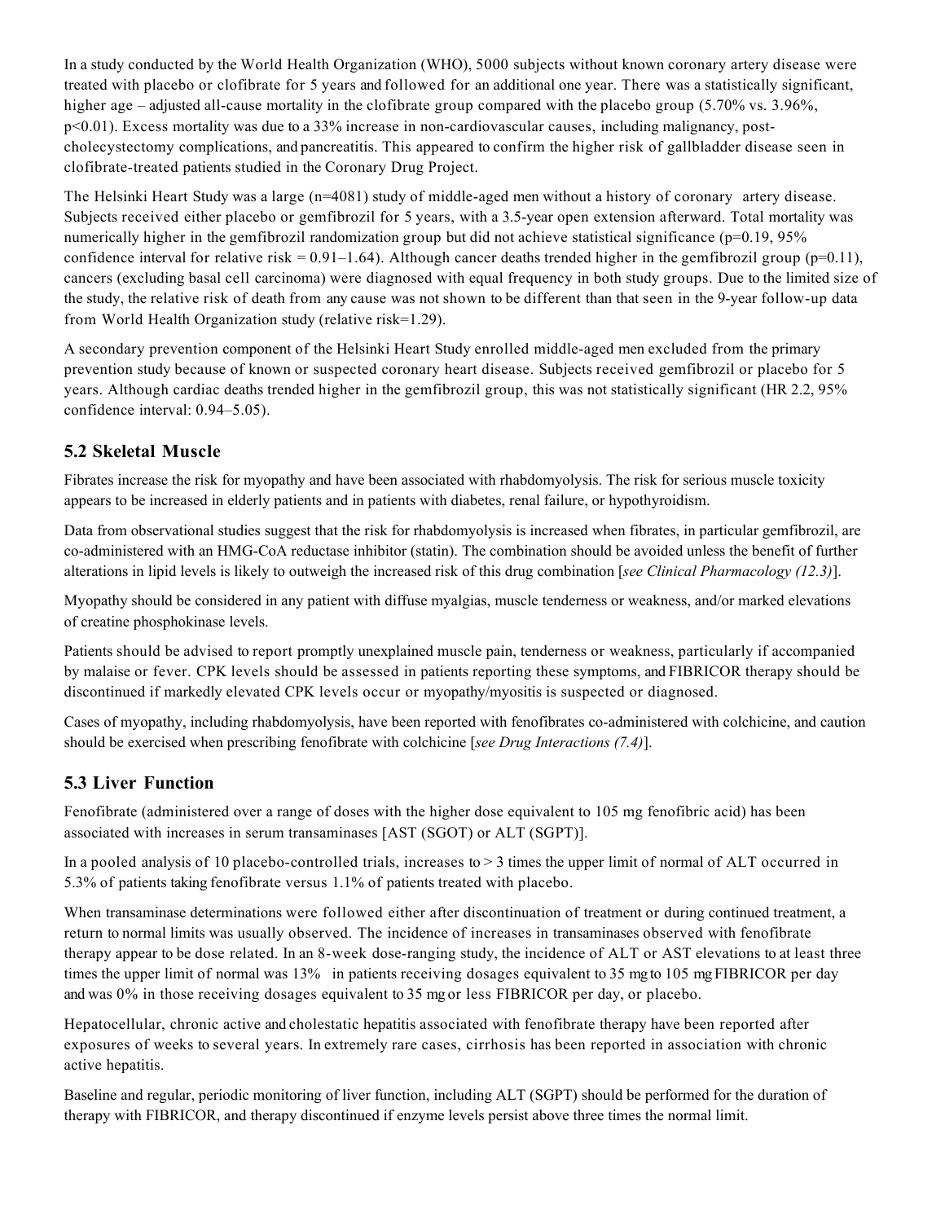In a study conducted by the World Health Organization (WHO), 5000 subjects without known coronary artery disease were treated with placebo or clofibrate for 5 years and followed for an additional one year. There was a statistically significant, higher age – adjusted all-cause mortality in the clofibrate group compared with the placebo group (5.70% vs. 3.96%, $p<0.01$). Excess mortality was due to a 33% increase in non-cardiovascular causes, including malignancy, post-cholecystectomy complications, and pancreatitis. This appeared to confirm the higher risk of gallbladder disease seen in clofibrate-treated patients studied in the Coronary Drug Project.

The Helsinki Heart Study was a large (n=4081) study of middle-aged men without a history of coronary artery disease. Subjects received either placebo or gemfibrozil for 5 years, with a 3.5-year open extension afterward. Total mortality was numerically higher in the gemfibrozil randomization group but did not achieve statistical significance ($p=0.19$, 95% confidence interval for relative risk = 0.91–1.64). Although cancer deaths trended higher in the gemfibrozil group ($p=0.11$), cancers (excluding basal cell carcinoma) were diagnosed with equal frequency in both study groups. Due to the limited size of the study, the relative risk of death from any cause was not shown to be different than that seen in the 9-year follow-up data from World Health Organization study (relative risk=1.29).

A secondary prevention component of the Helsinki Heart Study enrolled middle-aged men excluded from the primary prevention study because of known or suspected coronary heart disease. Subjects received gemfibrozil or placebo for 5 years. Although cardiac deaths trended higher in the gemfibrozil group, this was not statistically significant (HR 2.2, 95% confidence interval: 0.94–5.05).

## 5.2 Skeletal Muscle

Fibrates increase the risk for myopathy and have been associated with rhabdomyolysis. The risk for serious muscle toxicity appears to be increased in elderly patients and in patients with diabetes, renal failure, or hypothyroidism.

Data from observational studies suggest that the risk for rhabdomyolysis is increased when fibrates, in particular gemfibrozil, are co-administered with an HMG-CoA reductase inhibitor (statin). The combination should be avoided unless the benefit of further alterations in lipid levels is likely to outweigh the increased risk of this drug combination [*see Clinical Pharmacology (12.3)*].

Myopathy should be considered in any patient with diffuse myalgias, muscle tenderness or weakness, and/or marked elevations of creatine phosphokinase levels.

Patients should be advised to report promptly unexplained muscle pain, tenderness or weakness, particularly if accompanied by malaise or fever. CPK levels should be assessed in patients reporting these symptoms, and FIBRICOR therapy should be discontinued if markedly elevated CPK levels occur or myopathy/myositis is suspected or diagnosed.

Cases of myopathy, including rhabdomyolysis, have been reported with fenofibrates co-administered with colchicine, and caution should be exercised when prescribing fenofibrate with colchicine [*see Drug Interactions (7.4)*].

## 5.3 Liver Function

Fenofibrate (administered over a range of doses with the higher dose equivalent to 105 mg fenofibric acid) has been associated with increases in serum transaminases [AST (SGOT) or ALT (SGPT)].

In a pooled analysis of 10 placebo-controlled trials, increases to > 3 times the upper limit of normal of ALT occurred in 5.3% of patients taking fenofibrate versus 1.1% of patients treated with placebo.

When transaminase determinations were followed either after discontinuation of treatment or during continued treatment, a return to normal limits was usually observed. The incidence of increases in transaminases observed with fenofibrate therapy appear to be dose related. In an 8-week dose-ranging study, the incidence of ALT or AST elevations to at least three times the upper limit of normal was 13% in patients receiving dosages equivalent to 35 mg to 105 mg FIBRICOR per day and was 0% in those receiving dosages equivalent to 35 mg or less FIBRICOR per day, or placebo.

Hepatocellular, chronic active and cholestatic hepatitis associated with fenofibrate therapy have been reported after exposures of weeks to several years. In extremely rare cases, cirrhosis has been reported in association with chronic active hepatitis.

Baseline and regular, periodic monitoring of liver function, including ALT (SGPT) should be performed for the duration of therapy with FIBRICOR, and therapy discontinued if enzyme levels persist above three times the normal limit.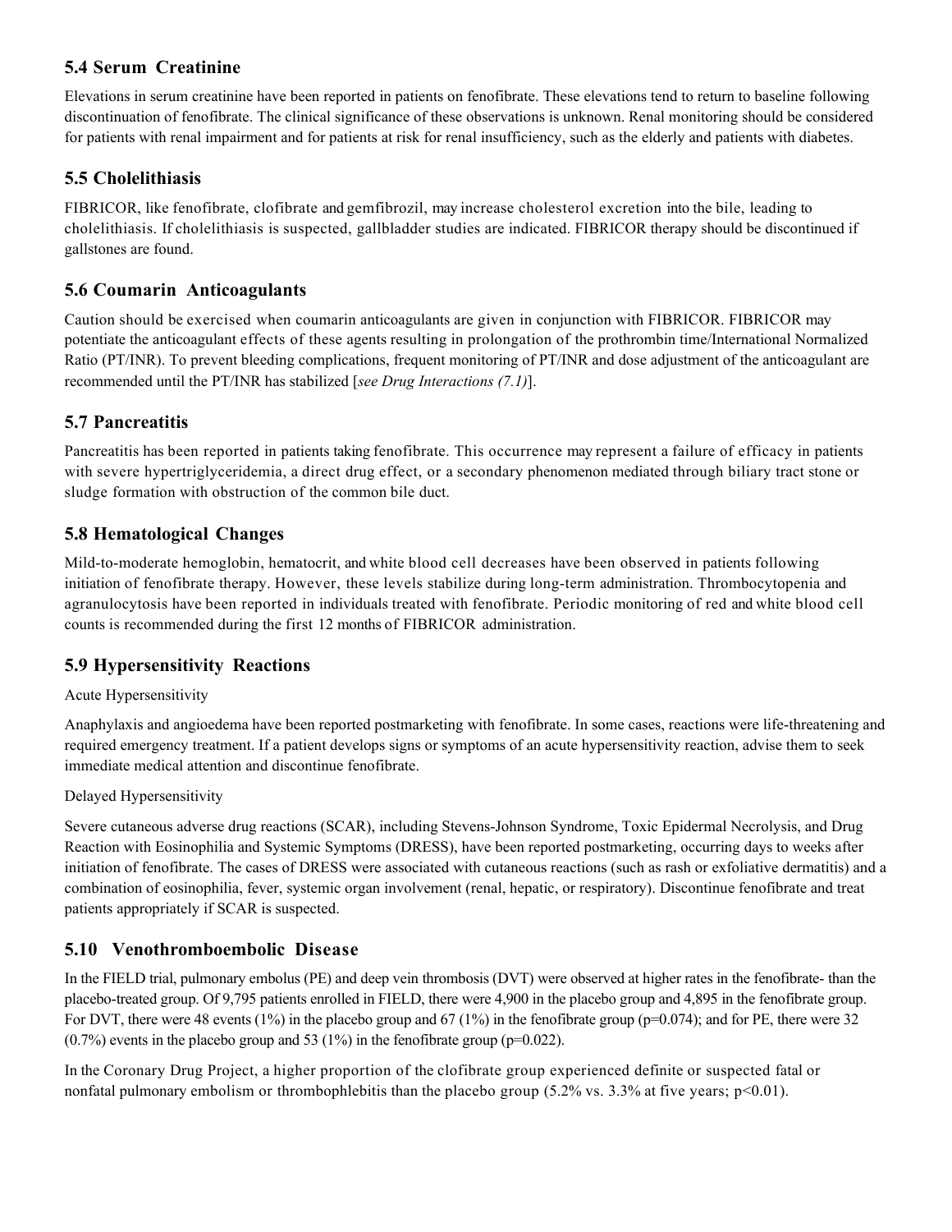## 5.4 Serum Creatinine

Elevations in serum creatinine have been reported in patients on fenofibrate. These elevations tend to return to baseline following discontinuation of fenofibrate. The clinical significance of these observations is unknown. Renal monitoring should be considered for patients with renal impairment and for patients at risk for renal insufficiency, such as the elderly and patients with diabetes.

## 5.5 Cholelithiasis

FIBRICOR, like fenofibrate, clofibrate and gemfibrozil, may increase cholesterol excretion into the bile, leading to cholelithiasis. If cholelithiasis is suspected, gallbladder studies are indicated. FIBRICOR therapy should be discontinued if gallstones are found.

## 5.6 Coumarin Anticoagulants

Caution should be exercised when coumarin anticoagulants are given in conjunction with FIBRICOR. FIBRICOR may potentiate the anticoagulant effects of these agents resulting in prolongation of the prothrombin time/International Normalized Ratio (PT/INR). To prevent bleeding complications, frequent monitoring of PT/INR and dose adjustment of the anticoagulant are recommended until the PT/INR has stabilized [*see Drug Interactions (7.1)*].

## 5.7 Pancreatitis

Pancreatitis has been reported in patients taking fenofibrate. This occurrence may represent a failure of efficacy in patients with severe hypertriglyceridemia, a direct drug effect, or a secondary phenomenon mediated through biliary tract stone or sludge formation with obstruction of the common bile duct.

## 5.8 Hematological Changes

Mild-to-moderate hemoglobin, hematocrit, and white blood cell decreases have been observed in patients following initiation of fenofibrate therapy. However, these levels stabilize during long-term administration. Thrombocytopenia and agranulocytosis have been reported in individuals treated with fenofibrate. Periodic monitoring of red and white blood cell counts is recommended during the first 12 months of FIBRICOR administration.

## 5.9 Hypersensitivity Reactions

Acute Hypersensitivity

Anaphylaxis and angioedema have been reported postmarketing with fenofibrate. In some cases, reactions were life-threatening and required emergency treatment. If a patient develops signs or symptoms of an acute hypersensitivity reaction, advise them to seek immediate medical attention and discontinue fenofibrate.

Delayed Hypersensitivity

Severe cutaneous adverse drug reactions (SCAR), including Stevens-Johnson Syndrome, Toxic Epidermal Necrolysis, and Drug Reaction with Eosinophilia and Systemic Symptoms (DRESS), have been reported postmarketing, occurring days to weeks after initiation of fenofibrate. The cases of DRESS were associated with cutaneous reactions (such as rash or exfoliative dermatitis) and a combination of eosinophilia, fever, systemic organ involvement (renal, hepatic, or respiratory). Discontinue fenofibrate and treat patients appropriately if SCAR is suspected.

## 5.10 Venothromboembolic Disease

In the FIELD trial, pulmonary embolus (PE) and deep vein thrombosis (DVT) were observed at higher rates in the fenofibrate- than the placebo-treated group. Of 9,795 patients enrolled in FIELD, there were 4,900 in the placebo group and 4,895 in the fenofibrate group. For DVT, there were 48 events (1%) in the placebo group and 67 (1%) in the fenofibrate group (p=0.074); and for PE, there were 32 (0.7%) events in the placebo group and 53 (1%) in the fenofibrate group (p=0.022).

In the Coronary Drug Project, a higher proportion of the clofibrate group experienced definite or suspected fatal or nonfatal pulmonary embolism or thrombophlebitis than the placebo group (5.2% vs. 3.3% at five years; p<0.01).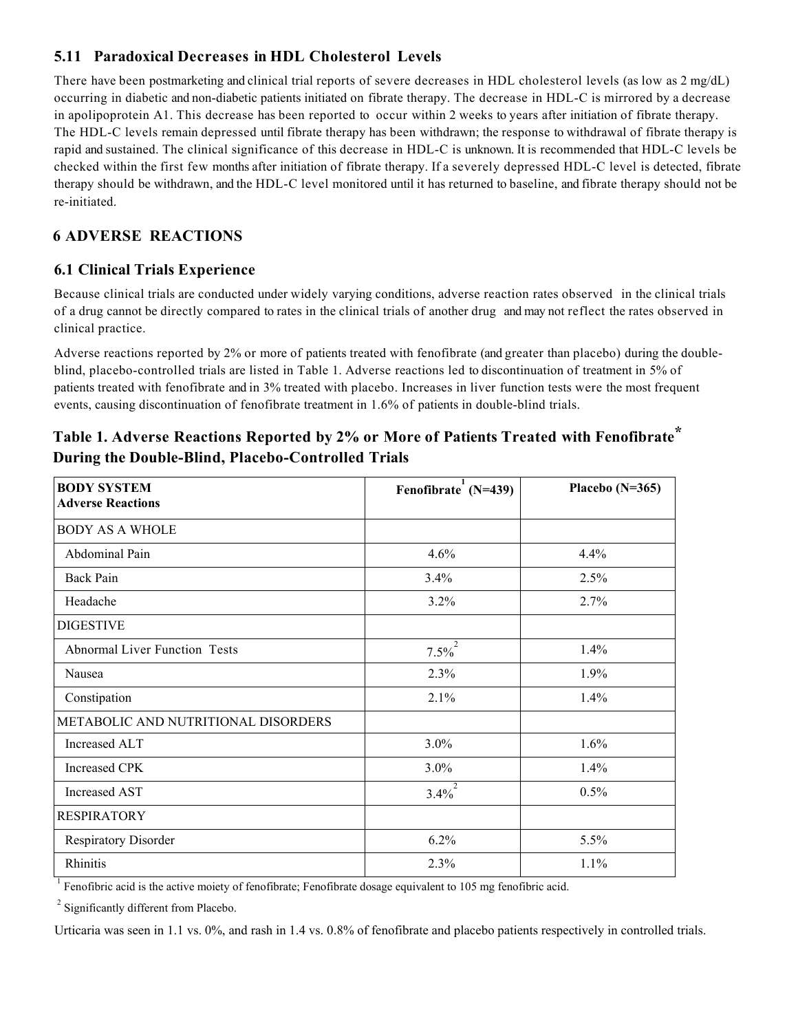### 5.11 Paradoxical Decreases in HDL Cholesterol Levels

There have been postmarketing and clinical trial reports of severe decreases in HDL cholesterol levels (as low as 2 mg/dL) occurring in diabetic and non-diabetic patients initiated on fibrate therapy. The decrease in HDL-C is mirrored by a decrease in apolipoprotein A1. This decrease has been reported to occur within 2 weeks to years after initiation of fibrate therapy. The HDL-C levels remain depressed until fibrate therapy has been withdrawn; the response to withdrawal of fibrate therapy is rapid and sustained. The clinical significance of this decrease in HDL-C is unknown. It is recommended that HDL-C levels be checked within the first few months after initiation of fibrate therapy. If a severely depressed HDL-C level is detected, fibrate therapy should be withdrawn, and the HDL-C level monitored until it has returned to baseline, and fibrate therapy should not be re-initiated.

## 6 ADVERSE REACTIONS

### 6.1 Clinical Trials Experience

Because clinical trials are conducted under widely varying conditions, adverse reaction rates observed in the clinical trials of a drug cannot be directly compared to rates in the clinical trials of another drug and may not reflect the rates observed in clinical practice.

Adverse reactions reported by 2% or more of patients treated with fenofibrate (and greater than placebo) during the double-blind, placebo-controlled trials are listed in Table 1. Adverse reactions led to discontinuation of treatment in 5% of patients treated with fenofibrate and in 3% treated with placebo. Increases in liver function tests were the most frequent events, causing discontinuation of fenofibrate treatment in 1.6% of patients in double-blind trials.

**Table 1. Adverse Reactions Reported by 2% or More of Patients Treated with Fenofibrate* During the Double-Blind, Placebo-Controlled Trials**

| **BODY SYSTEM<br>Adverse Reactions** | **Fenofibrate[1] (N=439)** | **Placebo (N=365)** |
|---|---|---|
| BODY AS A WHOLE | | |
| Abdominal Pain | 4.6% | 4.4% |
| Back Pain | 3.4% | 2.5% |
| Headache | 3.2% | 2.7% |
| DIGESTIVE | | |
| Abnormal Liver Function Tests | 7.5%[2] | 1.4% |
| Nausea | 2.3% | 1.9% |
| Constipation | 2.1% | 1.4% |
| METABOLIC AND NUTRITIONAL DISORDERS | | |
| Increased ALT | 3.0% | 1.6% |
| Increased CPK | 3.0% | 1.4% |
| Increased AST | 3.4%[2] | 0.5% |
| RESPIRATORY | | |
| Respiratory Disorder | 6.2% | 5.5% |
| Rhinitis | 2.3% | 1.1% |

[1] Fenofibric acid is the active moiety of fenofibrate; Fenofibrate dosage equivalent to 105 mg fenofibric acid.

[2] Significantly different from Placebo.

Urticaria was seen in 1.1 vs. 0%, and rash in 1.4 vs. 0.8% of fenofibrate and placebo patients respectively in controlled trials.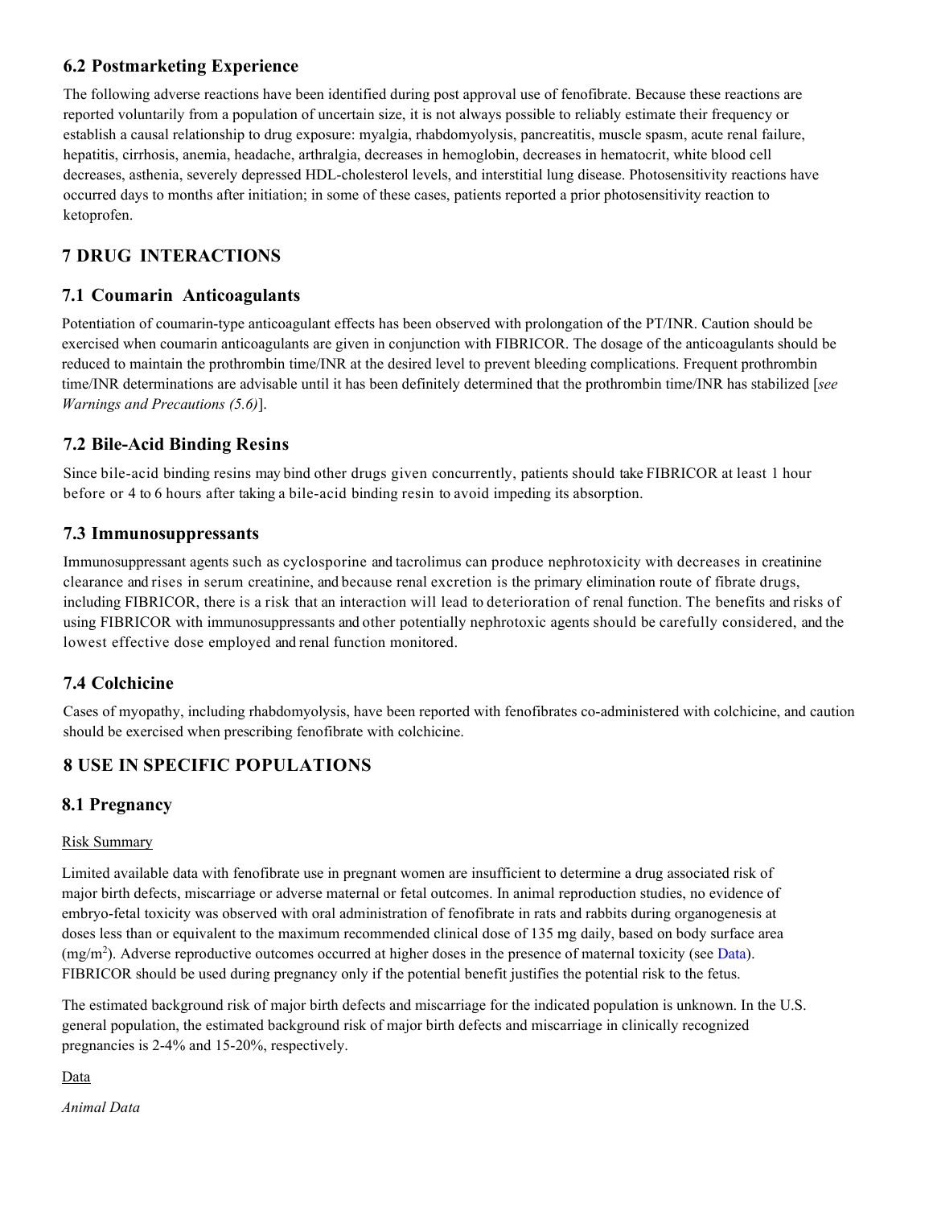### 6.2 Postmarketing Experience

The following adverse reactions have been identified during post approval use of fenofibrate. Because these reactions are reported voluntarily from a population of uncertain size, it is not always possible to reliably estimate their frequency or establish a causal relationship to drug exposure: myalgia, rhabdomyolysis, pancreatitis, muscle spasm, acute renal failure, hepatitis, cirrhosis, anemia, headache, arthralgia, decreases in hemoglobin, decreases in hematocrit, white blood cell decreases, asthenia, severely depressed HDL-cholesterol levels, and interstitial lung disease. Photosensitivity reactions have occurred days to months after initiation; in some of these cases, patients reported a prior photosensitivity reaction to ketoprofen.

## 7 DRUG INTERACTIONS

### 7.1 Coumarin Anticoagulants

Potentiation of coumarin-type anticoagulant effects has been observed with prolongation of the PT/INR. Caution should be exercised when coumarin anticoagulants are given in conjunction with FIBRICOR. The dosage of the anticoagulants should be reduced to maintain the prothrombin time/INR at the desired level to prevent bleeding complications. Frequent prothrombin time/INR determinations are advisable until it has been definitely determined that the prothrombin time/INR has stabilized [*see Warnings and Precautions (5.6)*].

### 7.2 Bile-Acid Binding Resins

Since bile-acid binding resins may bind other drugs given concurrently, patients should take FIBRICOR at least 1 hour before or 4 to 6 hours after taking a bile-acid binding resin to avoid impeding its absorption.

### 7.3 Immunosuppressants

Immunosuppressant agents such as cyclosporine and tacrolimus can produce nephrotoxicity with decreases in creatinine clearance and rises in serum creatinine, and because renal excretion is the primary elimination route of fibrate drugs, including FIBRICOR, there is a risk that an interaction will lead to deterioration of renal function. The benefits and risks of using FIBRICOR with immunosuppressants and other potentially nephrotoxic agents should be carefully considered, and the lowest effective dose employed and renal function monitored.

### 7.4 Colchicine

Cases of myopathy, including rhabdomyolysis, have been reported with fenofibrates co-administered with colchicine, and caution should be exercised when prescribing fenofibrate with colchicine.

## 8 USE IN SPECIFIC POPULATIONS

### 8.1 Pregnancy

Risk Summary

Limited available data with fenofibrate use in pregnant women are insufficient to determine a drug associated risk of major birth defects, miscarriage or adverse maternal or fetal outcomes. In animal reproduction studies, no evidence of embryo-fetal toxicity was observed with oral administration of fenofibrate in rats and rabbits during organogenesis at doses less than or equivalent to the maximum recommended clinical dose of 135 mg daily, based on body surface area ($mg/m^2$). Adverse reproductive outcomes occurred at higher doses in the presence of maternal toxicity (see Data). FIBRICOR should be used during pregnancy only if the potential benefit justifies the potential risk to the fetus.

The estimated background risk of major birth defects and miscarriage for the indicated population is unknown. In the U.S. general population, the estimated background risk of major birth defects and miscarriage in clinically recognized pregnancies is 2-4% and 15-20%, respectively.

Data

*Animal Data*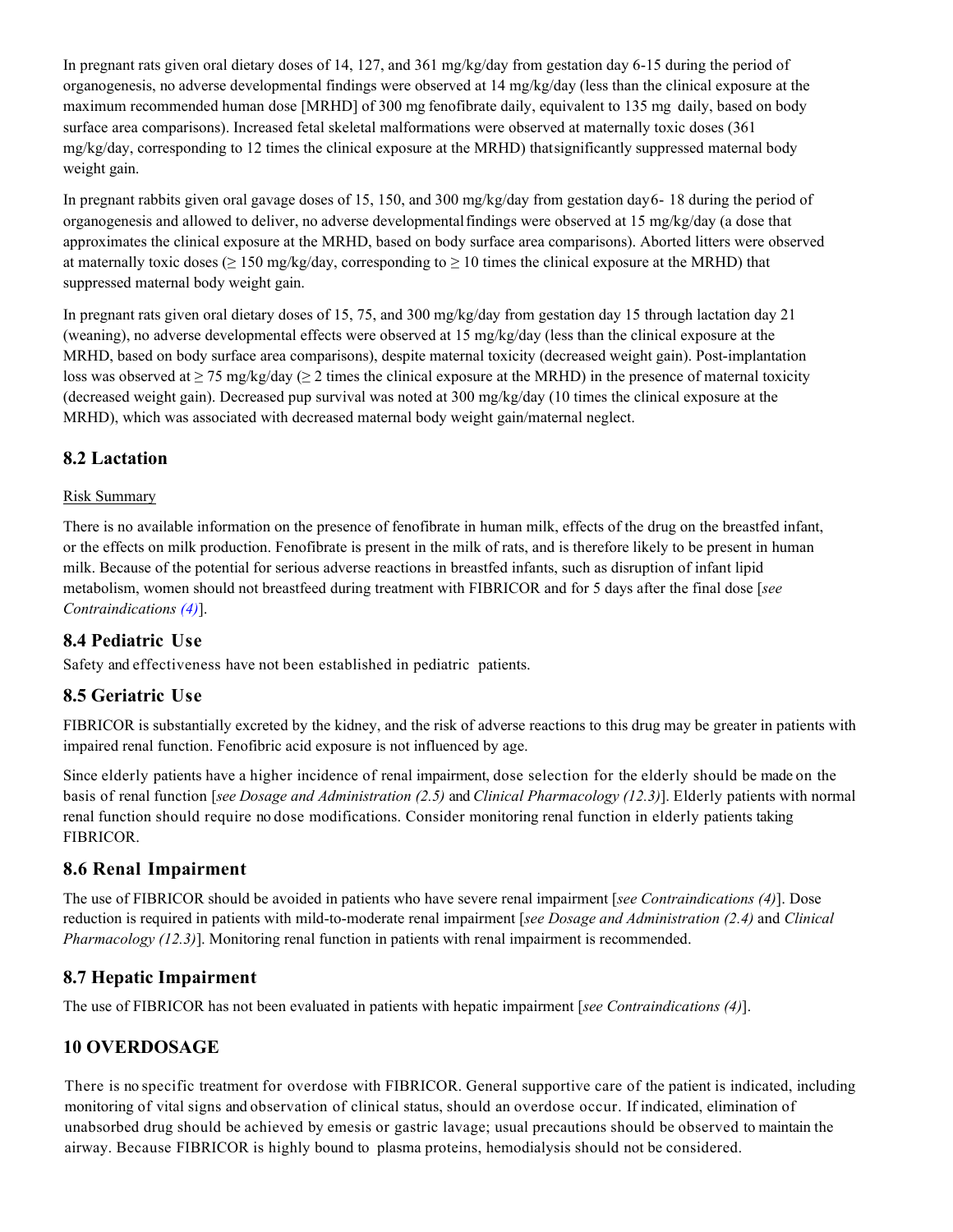In pregnant rats given oral dietary doses of 14, 127, and 361 mg/kg/day from gestation day 6-15 during the period of organogenesis, no adverse developmental findings were observed at 14 mg/kg/day (less than the clinical exposure at the maximum recommended human dose [MRHD] of 300 mg fenofibrate daily, equivalent to 135 mg daily, based on body surface area comparisons). Increased fetal skeletal malformations were observed at maternally toxic doses (361 mg/kg/day, corresponding to 12 times the clinical exposure at the MRHD) thatsignificantly suppressed maternal body weight gain.

In pregnant rabbits given oral gavage doses of 15, 150, and 300 mg/kg/day from gestation day6- 18 during the period of organogenesis and allowed to deliver, no adverse developmentalfindings were observed at 15 mg/kg/day (a dose that approximates the clinical exposure at the MRHD, based on body surface area comparisons). Aborted litters were observed at maternally toxic doses (≥ 150 mg/kg/day, corresponding to ≥ 10 times the clinical exposure at the MRHD) that suppressed maternal body weight gain.

In pregnant rats given oral dietary doses of 15, 75, and 300 mg/kg/day from gestation day 15 through lactation day 21 (weaning), no adverse developmental effects were observed at 15 mg/kg/day (less than the clinical exposure at the MRHD, based on body surface area comparisons), despite maternal toxicity (decreased weight gain). Post-implantation loss was observed at ≥ 75 mg/kg/day (≥ 2 times the clinical exposure at the MRHD) in the presence of maternal toxicity (decreased weight gain). Decreased pup survival was noted at 300 mg/kg/day (10 times the clinical exposure at the MRHD), which was associated with decreased maternal body weight gain/maternal neglect.

## 8.2 Lactation

Risk Summary

There is no available information on the presence of fenofibrate in human milk, effects of the drug on the breastfed infant, or the effects on milk production. Fenofibrate is present in the milk of rats, and is therefore likely to be present in human milk. Because of the potential for serious adverse reactions in breastfed infants, such as disruption of infant lipid metabolism, women should not breastfeed during treatment with FIBRICOR and for 5 days after the final dose [*see Contraindications (4)*].

## 8.4 Pediatric Use

Safety and effectiveness have not been established in pediatric patients.

## 8.5 Geriatric Use

FIBRICOR is substantially excreted by the kidney, and the risk of adverse reactions to this drug may be greater in patients with impaired renal function. Fenofibric acid exposure is not influenced by age.

Since elderly patients have a higher incidence of renal impairment, dose selection for the elderly should be made on the basis of renal function [*see Dosage and Administration (2.5)* and *Clinical Pharmacology (12.3)*]. Elderly patients with normal renal function should require no dose modifications. Consider monitoring renal function in elderly patients taking FIBRICOR.

## 8.6 Renal Impairment

The use of FIBRICOR should be avoided in patients who have severe renal impairment [*see Contraindications (4)*]. Dose reduction is required in patients with mild-to-moderate renal impairment [*see Dosage and Administration (2.4)* and *Clinical Pharmacology (12.3)*]. Monitoring renal function in patients with renal impairment is recommended.

## 8.7 Hepatic Impairment

The use of FIBRICOR has not been evaluated in patients with hepatic impairment [*see Contraindications (4)*].

## 10 OVERDOSAGE

There is no specific treatment for overdose with FIBRICOR. General supportive care of the patient is indicated, including monitoring of vital signs and observation of clinical status, should an overdose occur. If indicated, elimination of unabsorbed drug should be achieved by emesis or gastric lavage; usual precautions should be observed to maintain the airway. Because FIBRICOR is highly bound to plasma proteins, hemodialysis should not be considered.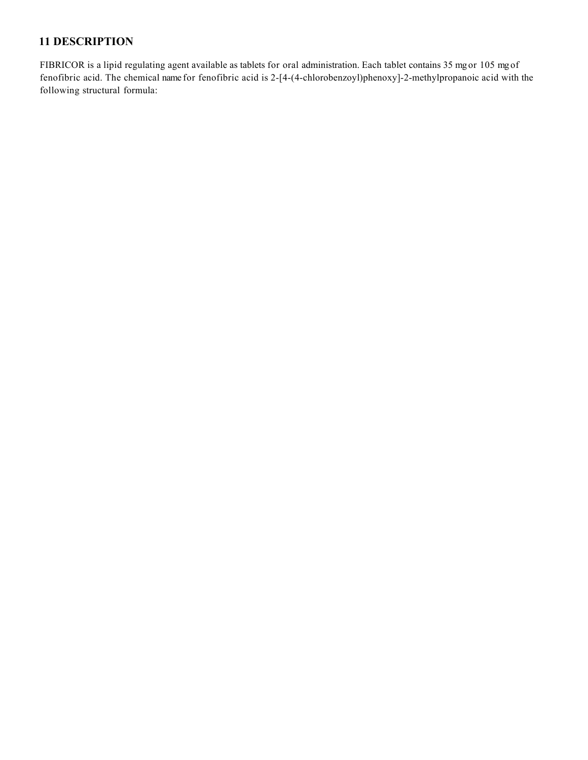## 11 DESCRIPTION

FIBRICOR is a lipid regulating agent available as tablets for oral administration. Each tablet contains 35 mg or 105 mg of fenofibric acid. The chemical name for fenofibric acid is 2-[4-(4-chlorobenzoyl)phenoxy]-2-methylpropanoic acid with the following structural formula: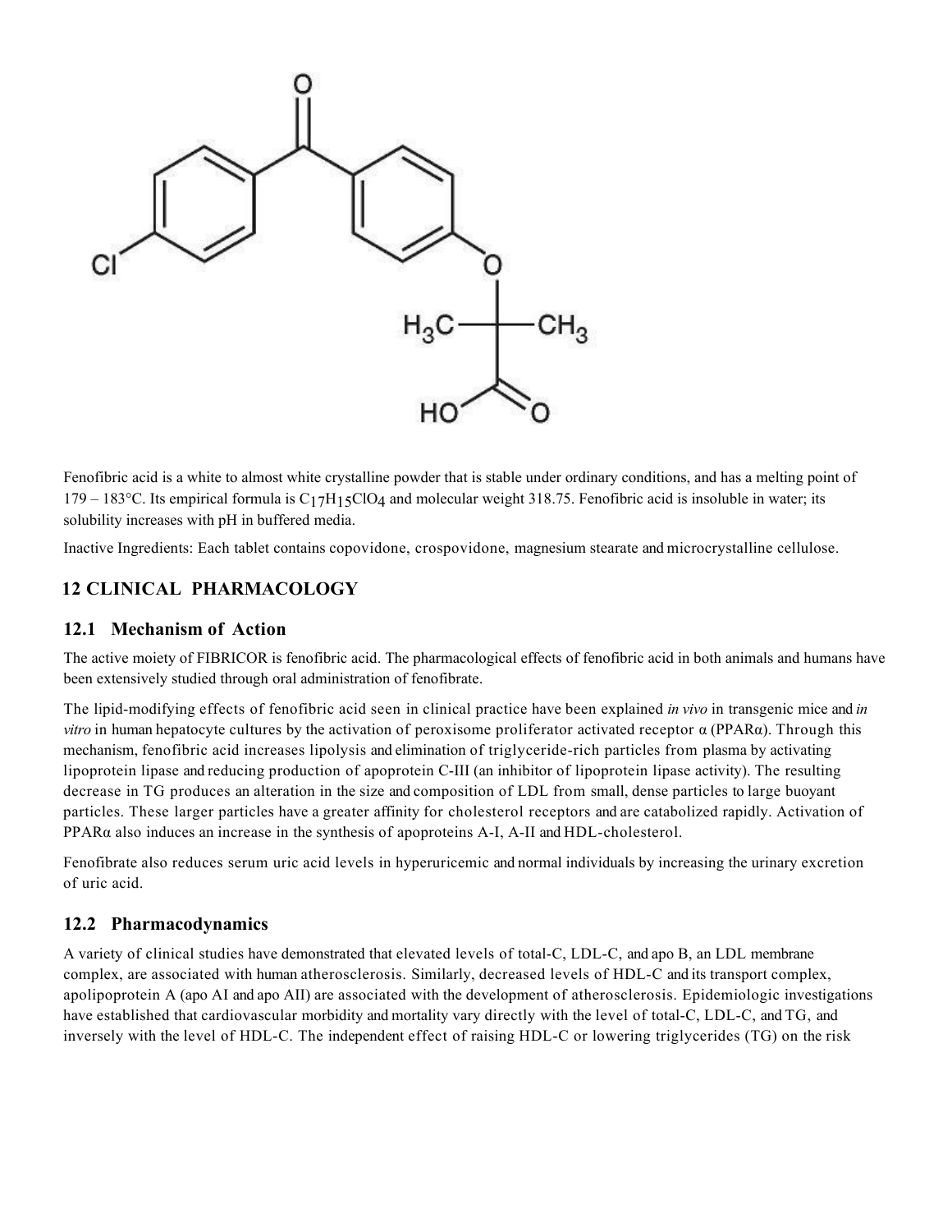Fenofibric acid is a white to almost white crystalline powder that is stable under ordinary conditions, and has a melting point of 179 – 183°C. Its empirical formula is $C_{17}H_{15}ClO_4$ and molecular weight 318.75. Fenofibric acid is insoluble in water; its solubility increases with pH in buffered media.

Inactive Ingredients: Each tablet contains copovidone, crospovidone, magnesium stearate and microcrystalline cellulose.

## 12 CLINICAL PHARMACOLOGY

### 12.1 Mechanism of Action

The active moiety of FIBRICOR is fenofibric acid. The pharmacological effects of fenofibric acid in both animals and humans have been extensively studied through oral administration of fenofibrate.

The lipid-modifying effects of fenofibric acid seen in clinical practice have been explained *in vivo* in transgenic mice and *in vitro* in human hepatocyte cultures by the activation of peroxisome proliferator activated receptor α (PPARα). Through this mechanism, fenofibric acid increases lipolysis and elimination of triglyceride-rich particles from plasma by activating lipoprotein lipase and reducing production of apoprotein C-III (an inhibitor of lipoprotein lipase activity). The resulting decrease in TG produces an alteration in the size and composition of LDL from small, dense particles to large buoyant particles. These larger particles have a greater affinity for cholesterol receptors and are catabolized rapidly. Activation of PPARα also induces an increase in the synthesis of apoproteins A-I, A-II and HDL-cholesterol.

Fenofibrate also reduces serum uric acid levels in hyperuricemic and normal individuals by increasing the urinary excretion of uric acid.

### 12.2 Pharmacodynamics

A variety of clinical studies have demonstrated that elevated levels of total-C, LDL-C, and apo B, an LDL membrane complex, are associated with human atherosclerosis. Similarly, decreased levels of HDL-C and its transport complex, apolipoprotein A (apo AI and apo AII) are associated with the development of atherosclerosis. Epidemiologic investigations have established that cardiovascular morbidity and mortality vary directly with the level of total-C, LDL-C, and TG, and inversely with the level of HDL-C. The independent effect of raising HDL-C or lowering triglycerides (TG) on the risk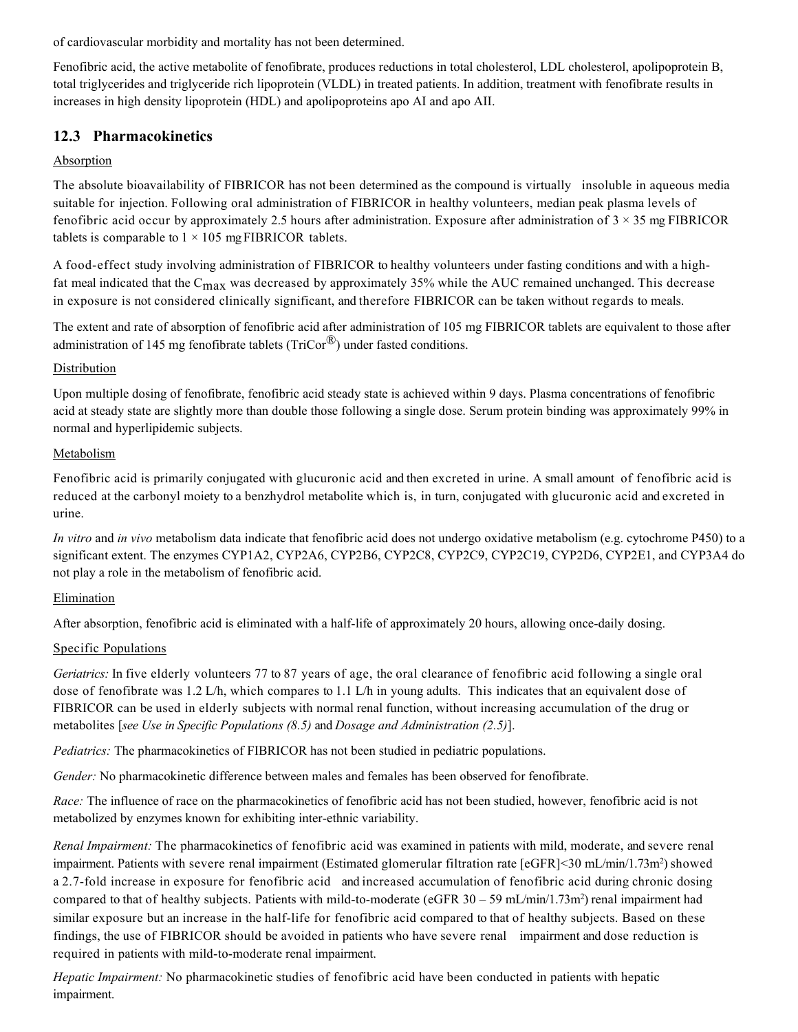of cardiovascular morbidity and mortality has not been determined.

Fenofibric acid, the active metabolite of fenofibrate, produces reductions in total cholesterol, LDL cholesterol, apolipoprotein B, total triglycerides and triglyceride rich lipoprotein (VLDL) in treated patients. In addition, treatment with fenofibrate results in increases in high density lipoprotein (HDL) and apolipoproteins apo AI and apo AII.

## 12.3 Pharmacokinetics

Absorption

The absolute bioavailability of FIBRICOR has not been determined as the compound is virtually insoluble in aqueous media suitable for injection. Following oral administration of FIBRICOR in healthy volunteers, median peak plasma levels of fenofibric acid occur by approximately 2.5 hours after administration. Exposure after administration of 3 × 35 mg FIBRICOR tablets is comparable to 1 × 105 mg FIBRICOR tablets.

A food-effect study involving administration of FIBRICOR to healthy volunteers under fasting conditions and with a high-fat meal indicated that the $C_{max}$ was decreased by approximately 35% while the AUC remained unchanged. This decrease in exposure is not considered clinically significant, and therefore FIBRICOR can be taken without regards to meals.

The extent and rate of absorption of fenofibric acid after administration of 105 mg FIBRICOR tablets are equivalent to those after administration of 145 mg fenofibrate tablets (TriCor®) under fasted conditions.

Distribution

Upon multiple dosing of fenofibrate, fenofibric acid steady state is achieved within 9 days. Plasma concentrations of fenofibric acid at steady state are slightly more than double those following a single dose. Serum protein binding was approximately 99% in normal and hyperlipidemic subjects.

Metabolism

Fenofibric acid is primarily conjugated with glucuronic acid and then excreted in urine. A small amount of fenofibric acid is reduced at the carbonyl moiety to a benzhydrol metabolite which is, in turn, conjugated with glucuronic acid and excreted in urine.

*In vitro* and *in vivo* metabolism data indicate that fenofibric acid does not undergo oxidative metabolism (e.g. cytochrome P450) to a significant extent. The enzymes CYP1A2, CYP2A6, CYP2B6, CYP2C8, CYP2C9, CYP2C19, CYP2D6, CYP2E1, and CYP3A4 do not play a role in the metabolism of fenofibric acid.

Elimination

After absorption, fenofibric acid is eliminated with a half-life of approximately 20 hours, allowing once-daily dosing.

Specific Populations

*Geriatrics:* In five elderly volunteers 77 to 87 years of age, the oral clearance of fenofibric acid following a single oral dose of fenofibrate was 1.2 L/h, which compares to 1.1 L/h in young adults. This indicates that an equivalent dose of FIBRICOR can be used in elderly subjects with normal renal function, without increasing accumulation of the drug or metabolites [*see Use in Specific Populations (8.5)* and *Dosage and Administration (2.5)*].

*Pediatrics:* The pharmacokinetics of FIBRICOR has not been studied in pediatric populations.

*Gender:* No pharmacokinetic difference between males and females has been observed for fenofibrate.

*Race:* The influence of race on the pharmacokinetics of fenofibric acid has not been studied, however, fenofibric acid is not metabolized by enzymes known for exhibiting inter-ethnic variability.

*Renal Impairment:* The pharmacokinetics of fenofibric acid was examined in patients with mild, moderate, and severe renal impairment. Patients with severe renal impairment (Estimated glomerular filtration rate [eGFR]<30 mL/min/1.73m$^2$) showed a 2.7-fold increase in exposure for fenofibric acid and increased accumulation of fenofibric acid during chronic dosing compared to that of healthy subjects. Patients with mild-to-moderate (eGFR 30 – 59 mL/min/1.73m$^2$) renal impairment had similar exposure but an increase in the half-life for fenofibric acid compared to that of healthy subjects. Based on these findings, the use of FIBRICOR should be avoided in patients who have severe renal impairment and dose reduction is required in patients with mild-to-moderate renal impairment.

*Hepatic Impairment:* No pharmacokinetic studies of fenofibric acid have been conducted in patients with hepatic impairment.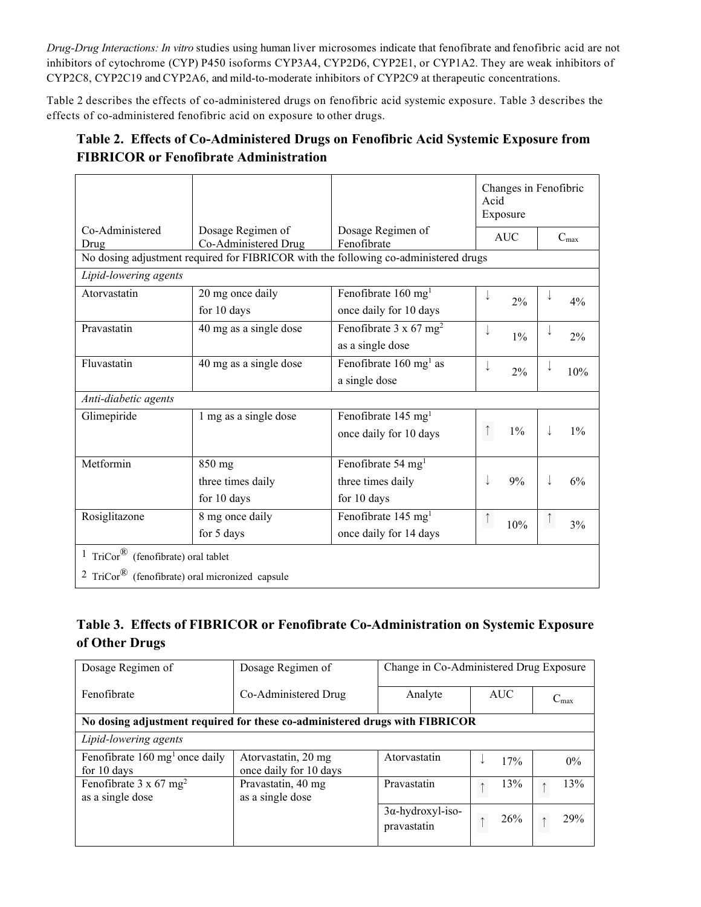*Drug-Drug Interactions: In vitro* studies using human liver microsomes indicate that fenofibrate and fenofibric acid are not inhibitors of cytochrome (CYP) P450 isoforms CYP3A4, CYP2D6, CYP2E1, or CYP1A2. They are weak inhibitors of CYP2C8, CYP2C19 and CYP2A6, and mild-to-moderate inhibitors of CYP2C9 at therapeutic concentrations.

Table 2 describes the effects of co-administered drugs on fenofibric acid systemic exposure. Table 3 describes the effects of co-administered fenofibric acid on exposure to other drugs.

### Table 2. Effects of Co-Administered Drugs on Fenofibric Acid Systemic Exposure from FIBRICOR or Fenofibrate Administration

| Co-Administered Drug | Dosage Regimen of Co-Administered Drug | Dosage Regimen of Fenofibrate | Changes in Fenofibric Acid Exposure | |
|---|---|---|---|---|
| | | | AUC | $C_{max}$ |
| No dosing adjustment required for FIBRICOR with the following co-administered drugs | | | | |
| *Lipid-lowering agents* | | | | |
| Atorvastatin | 20 mg once daily for 10 days | Fenofibrate 160 mg[1] once daily for 10 days | ↓ 2% | ↓ 4% |
| Pravastatin | 40 mg as a single dose | Fenofibrate 3 x 67 mg[2] as a single dose | ↓ 1% | ↓ 2% |
| Fluvastatin | 40 mg as a single dose | Fenofibrate 160 mg[1] as a single dose | ↓ 2% | ↓ 10% |
| *Anti-diabetic agents* | | | | |
| Glimepiride | 1 mg as a single dose | Fenofibrate 145 mg[1] once daily for 10 days | ↑ 1% | ↓ 1% |
| Metformin | 850 mg three times daily for 10 days | Fenofibrate 54 mg[1] three times daily for 10 days | ↓ 9% | ↓ 6% |
| Rosiglitazone | 8 mg once daily for 5 days | Fenofibrate 145 mg[1] once daily for 14 days | ↑ 10% | ↑ 3% |

1 TriCor® (fenofibrate) oral tablet

2 TriCor® (fenofibrate) oral micronized capsule

### Table 3. Effects of FIBRICOR or Fenofibrate Co-Administration on Systemic Exposure of Other Drugs

| Dosage Regimen of Fenofibrate | Dosage Regimen of Co-Administered Drug | Change in Co-Administered Drug Exposure | | |
|---|---|---|---|---|
| | | Analyte | AUC | $C_{max}$ |
| **No dosing adjustment required for these co-administered drugs with FIBRICOR** | | | | |
| *Lipid-lowering agents* | | | | |
| Fenofibrate 160 mg[1] once daily for 10 days | Atorvastatin, 20 mg once daily for 10 days | Atorvastatin | ↓ 17% | 0% |
| Fenofibrate 3 x 67 mg[2] as a single dose | Pravastatin, 40 mg as a single dose | Pravastatin | ↑ 13% | ↑ 13% |
| | | 3α-hydroxyl-iso-pravastatin | ↑ 26% | ↑ 29% |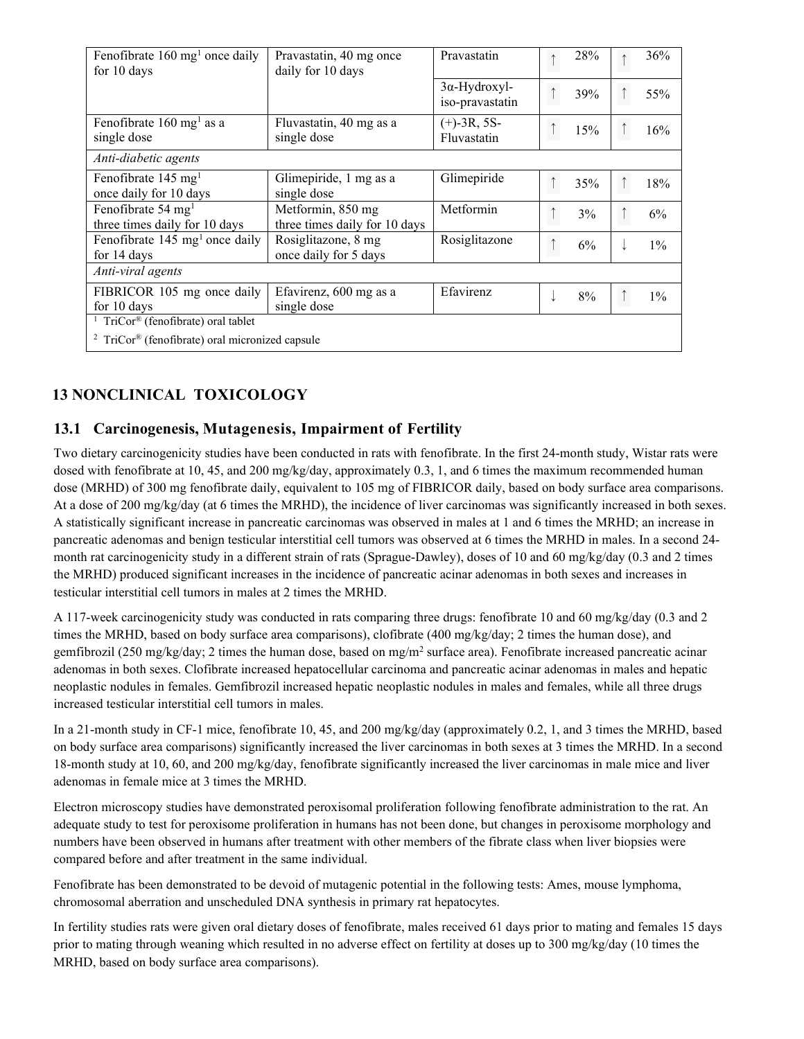| Fenofibrate 160 mg[1] once daily for 10 days | Pravastatin, 40 mg once daily for 10 days | Pravastatin | ↑ | 28% | ↑ | 36% |
|---|---|---|---|---|---|---|
| | | 3α-Hydroxyl-iso-pravastatin | ↑ | 39% | ↑ | 55% |
| Fenofibrate 160 mg[1] as a single dose | Fluvastatin, 40 mg as a single dose | (+)-3R, 5S-Fluvastatin | ↑ | 15% | ↑ | 16% |
| *Anti-diabetic agents* | | | | | | |
| Fenofibrate 145 mg[1] once daily for 10 days | Glimepiride, 1 mg as a single dose | Glimepiride | ↑ | 35% | ↑ | 18% |
| Fenofibrate 54 mg[1] three times daily for 10 days | Metformin, 850 mg three times daily for 10 days | Metformin | ↑ | 3% | ↑ | 6% |
| Fenofibrate 145 mg[1] once daily for 14 days | Rosiglitazone, 8 mg once daily for 5 days | Rosiglitazone | ↑ | 6% | ↓ | 1% |
| *Anti-viral agents* | | | | | | |
| FIBRICOR 105 mg once daily for 10 days | Efavirenz, 600 mg as a single dose | Efavirenz | ↓ | 8% | ↑ | 1% |

[1] TriCor® (fenofibrate) oral tablet

[2] TriCor® (fenofibrate) oral micronized capsule

## 13 NONCLINICAL TOXICOLOGY

### 13.1 Carcinogenesis, Mutagenesis, Impairment of Fertility

Two dietary carcinogenicity studies have been conducted in rats with fenofibrate. In the first 24-month study, Wistar rats were dosed with fenofibrate at 10, 45, and 200 mg/kg/day, approximately 0.3, 1, and 6 times the maximum recommended human dose (MRHD) of 300 mg fenofibrate daily, equivalent to 105 mg of FIBRICOR daily, based on body surface area comparisons. At a dose of 200 mg/kg/day (at 6 times the MRHD), the incidence of liver carcinomas was significantly increased in both sexes. A statistically significant increase in pancreatic carcinomas was observed in males at 1 and 6 times the MRHD; an increase in pancreatic adenomas and benign testicular interstitial cell tumors was observed at 6 times the MRHD in males. In a second 24-month rat carcinogenicity study in a different strain of rats (Sprague-Dawley), doses of 10 and 60 mg/kg/day (0.3 and 2 times the MRHD) produced significant increases in the incidence of pancreatic acinar adenomas in both sexes and increases in testicular interstitial cell tumors in males at 2 times the MRHD.

A 117-week carcinogenicity study was conducted in rats comparing three drugs: fenofibrate 10 and 60 mg/kg/day (0.3 and 2 times the MRHD, based on body surface area comparisons), clofibrate (400 mg/kg/day; 2 times the human dose), and gemfibrozil (250 mg/kg/day; 2 times the human dose, based on mg/m$^2$ surface area). Fenofibrate increased pancreatic acinar adenomas in both sexes. Clofibrate increased hepatocellular carcinoma and pancreatic acinar adenomas in males and hepatic neoplastic nodules in females. Gemfibrozil increased hepatic neoplastic nodules in males and females, while all three drugs increased testicular interstitial cell tumors in males.

In a 21-month study in CF-1 mice, fenofibrate 10, 45, and 200 mg/kg/day (approximately 0.2, 1, and 3 times the MRHD, based on body surface area comparisons) significantly increased the liver carcinomas in both sexes at 3 times the MRHD. In a second 18-month study at 10, 60, and 200 mg/kg/day, fenofibrate significantly increased the liver carcinomas in male mice and liver adenomas in female mice at 3 times the MRHD.

Electron microscopy studies have demonstrated peroxisomal proliferation following fenofibrate administration to the rat. An adequate study to test for peroxisome proliferation in humans has not been done, but changes in peroxisome morphology and numbers have been observed in humans after treatment with other members of the fibrate class when liver biopsies were compared before and after treatment in the same individual.

Fenofibrate has been demonstrated to be devoid of mutagenic potential in the following tests: Ames, mouse lymphoma, chromosomal aberration and unscheduled DNA synthesis in primary rat hepatocytes.

In fertility studies rats were given oral dietary doses of fenofibrate, males received 61 days prior to mating and females 15 days prior to mating through weaning which resulted in no adverse effect on fertility at doses up to 300 mg/kg/day (10 times the MRHD, based on body surface area comparisons).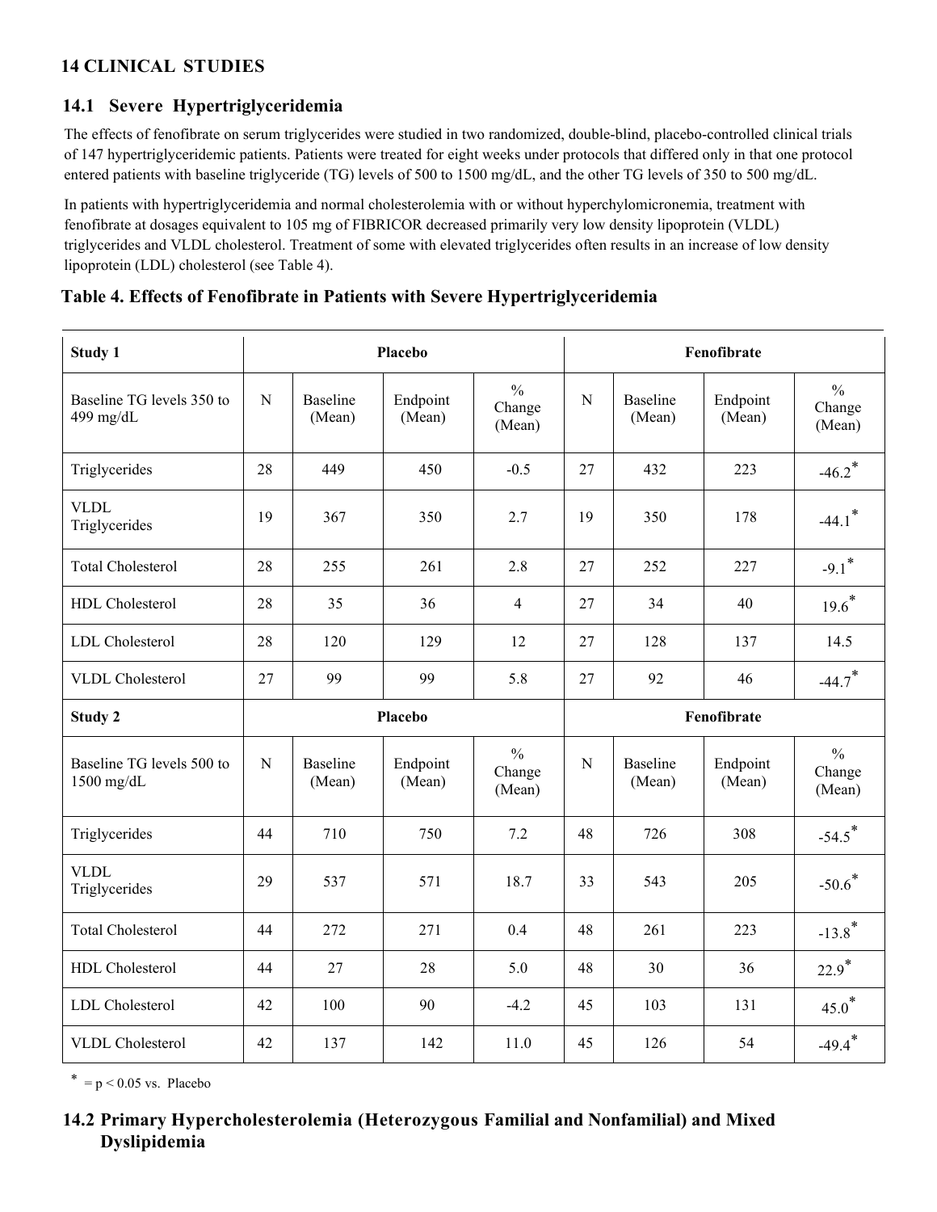## 14 CLINICAL STUDIES

### 14.1 Severe Hypertriglyceridemia

The effects of fenofibrate on serum triglycerides were studied in two randomized, double-blind, placebo-controlled clinical trials of 147 hypertriglyceridemic patients. Patients were treated for eight weeks under protocols that differed only in that one protocol entered patients with baseline triglyceride (TG) levels of 500 to 1500 mg/dL, and the other TG levels of 350 to 500 mg/dL.

In patients with hypertriglyceridemia and normal cholesterolemia with or without hyperchylomicronemia, treatment with fenofibrate at dosages equivalent to 105 mg of FIBRICOR decreased primarily very low density lipoprotein (VLDL) triglycerides and VLDL cholesterol. Treatment of some with elevated triglycerides often results in an increase of low density lipoprotein (LDL) cholesterol (see Table 4).

**Table 4. Effects of Fenofibrate in Patients with Severe Hypertriglyceridemia**

| **Study 1** | **Placebo** | | | | **Fenofibrate** | | | |
|---|---|---|---|---|---|---|---|---|
| Baseline TG levels 350 to 499 mg/dL | N | Baseline (Mean) | Endpoint (Mean) | % Change (Mean) | N | Baseline (Mean) | Endpoint (Mean) | % Change (Mean) |
| Triglycerides | 28 | 449 | 450 | -0.5 | 27 | 432 | 223 | -46.2* |
| VLDL Triglycerides | 19 | 367 | 350 | 2.7 | 19 | 350 | 178 | -44.1* |
| Total Cholesterol | 28 | 255 | 261 | 2.8 | 27 | 252 | 227 | -9.1* |
| HDL Cholesterol | 28 | 35 | 36 | 4 | 27 | 34 | 40 | 19.6* |
| LDL Cholesterol | 28 | 120 | 129 | 12 | 27 | 128 | 137 | 14.5 |
| VLDL Cholesterol | 27 | 99 | 99 | 5.8 | 27 | 92 | 46 | -44.7* |
| **Study 2** | **Placebo** | | | | **Fenofibrate** | | | |
| Baseline TG levels 500 to 1500 mg/dL | N | Baseline (Mean) | Endpoint (Mean) | % Change (Mean) | N | Baseline (Mean) | Endpoint (Mean) | % Change (Mean) |
| Triglycerides | 44 | 710 | 750 | 7.2 | 48 | 726 | 308 | -54.5* |
| VLDL Triglycerides | 29 | 537 | 571 | 18.7 | 33 | 543 | 205 | -50.6* |
| Total Cholesterol | 44 | 272 | 271 | 0.4 | 48 | 261 | 223 | -13.8* |
| HDL Cholesterol | 44 | 27 | 28 | 5.0 | 48 | 30 | 36 | 22.9* |
| LDL Cholesterol | 42 | 100 | 90 | -4.2 | 45 | 103 | 131 | 45.0* |
| VLDL Cholesterol | 42 | 137 | 142 | 11.0 | 45 | 126 | 54 | -49.4* |

* = $p < 0.05$ vs. Placebo

### 14.2 Primary Hypercholesterolemia (Heterozygous Familial and Nonfamilial) and Mixed Dyslipidemia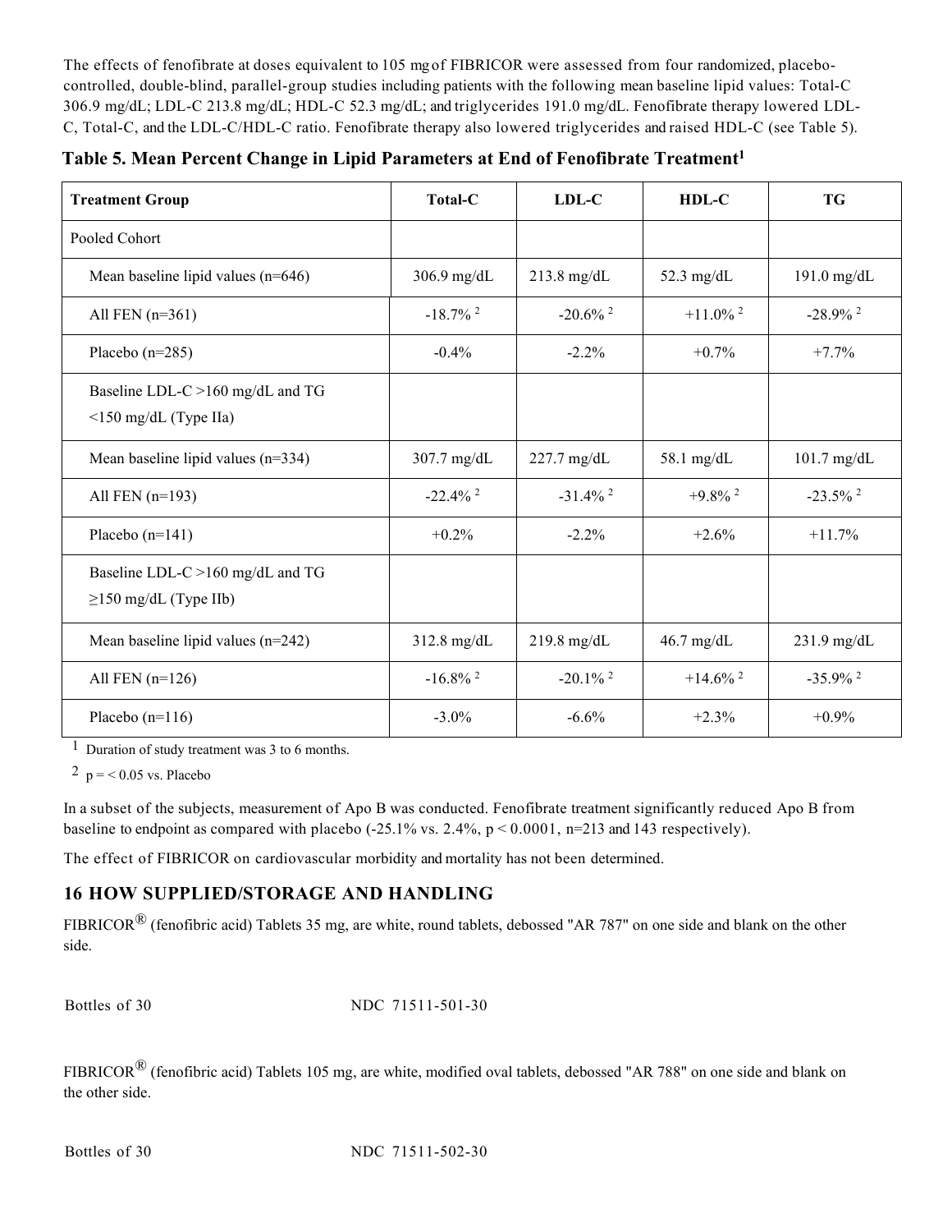The effects of fenofibrate at doses equivalent to 105 mg of FIBRICOR were assessed from four randomized, placebo-controlled, double-blind, parallel-group studies including patients with the following mean baseline lipid values: Total-C 306.9 mg/dL; LDL-C 213.8 mg/dL; HDL-C 52.3 mg/dL; and triglycerides 191.0 mg/dL. Fenofibrate therapy lowered LDL-C, Total-C, and the LDL-C/HDL-C ratio. Fenofibrate therapy also lowered triglycerides and raised HDL-C (see Table 5).

**Table 5. Mean Percent Change in Lipid Parameters at End of Fenofibrate Treatment[1]**

| Treatment Group | Total-C | LDL-C | HDL-C | TG |
|---|---|---|---|---|
| Pooled Cohort | | | | |
| Mean baseline lipid values (n=646) | 306.9 mg/dL | 213.8 mg/dL | 52.3 mg/dL | 191.0 mg/dL |
| All FEN (n=361) | -18.7% [2] | -20.6% [2] | +11.0% [2] | -28.9% [2] |
| Placebo (n=285) | -0.4% | -2.2% | +0.7% | +7.7% |
| Baseline LDL-C >160 mg/dL and TG <150 mg/dL (Type IIa) | | | | |
| Mean baseline lipid values (n=334) | 307.7 mg/dL | 227.7 mg/dL | 58.1 mg/dL | 101.7 mg/dL |
| All FEN (n=193) | -22.4% [2] | -31.4% [2] | +9.8% [2] | -23.5% [2] |
| Placebo (n=141) | +0.2% | -2.2% | +2.6% | +11.7% |
| Baseline LDL-C >160 mg/dL and TG ≥150 mg/dL (Type IIb) | | | | |
| Mean baseline lipid values (n=242) | 312.8 mg/dL | 219.8 mg/dL | 46.7 mg/dL | 231.9 mg/dL |
| All FEN (n=126) | -16.8% [2] | -20.1% [2] | +14.6% [2] | -35.9% [2] |
| Placebo (n=116) | -3.0% | -6.6% | +2.3% | +0.9% |

[1] Duration of study treatment was 3 to 6 months.

[2] $p = < 0.05$ vs. Placebo

In a subset of the subjects, measurement of Apo B was conducted. Fenofibrate treatment significantly reduced Apo B from baseline to endpoint as compared with placebo (-25.1% vs. 2.4%, $p < 0.0001$, n=213 and 143 respectively).

The effect of FIBRICOR on cardiovascular morbidity and mortality has not been determined.

## 16 HOW SUPPLIED/STORAGE AND HANDLING

FIBRICOR® (fenofibric acid) Tablets 35 mg, are white, round tablets, debossed "AR 787" on one side and blank on the other side.

Bottles of 30 NDC 71511-501-30

FIBRICOR® (fenofibric acid) Tablets 105 mg, are white, modified oval tablets, debossed "AR 788" on one side and blank on the other side.

Bottles of 30 NDC 71511-502-30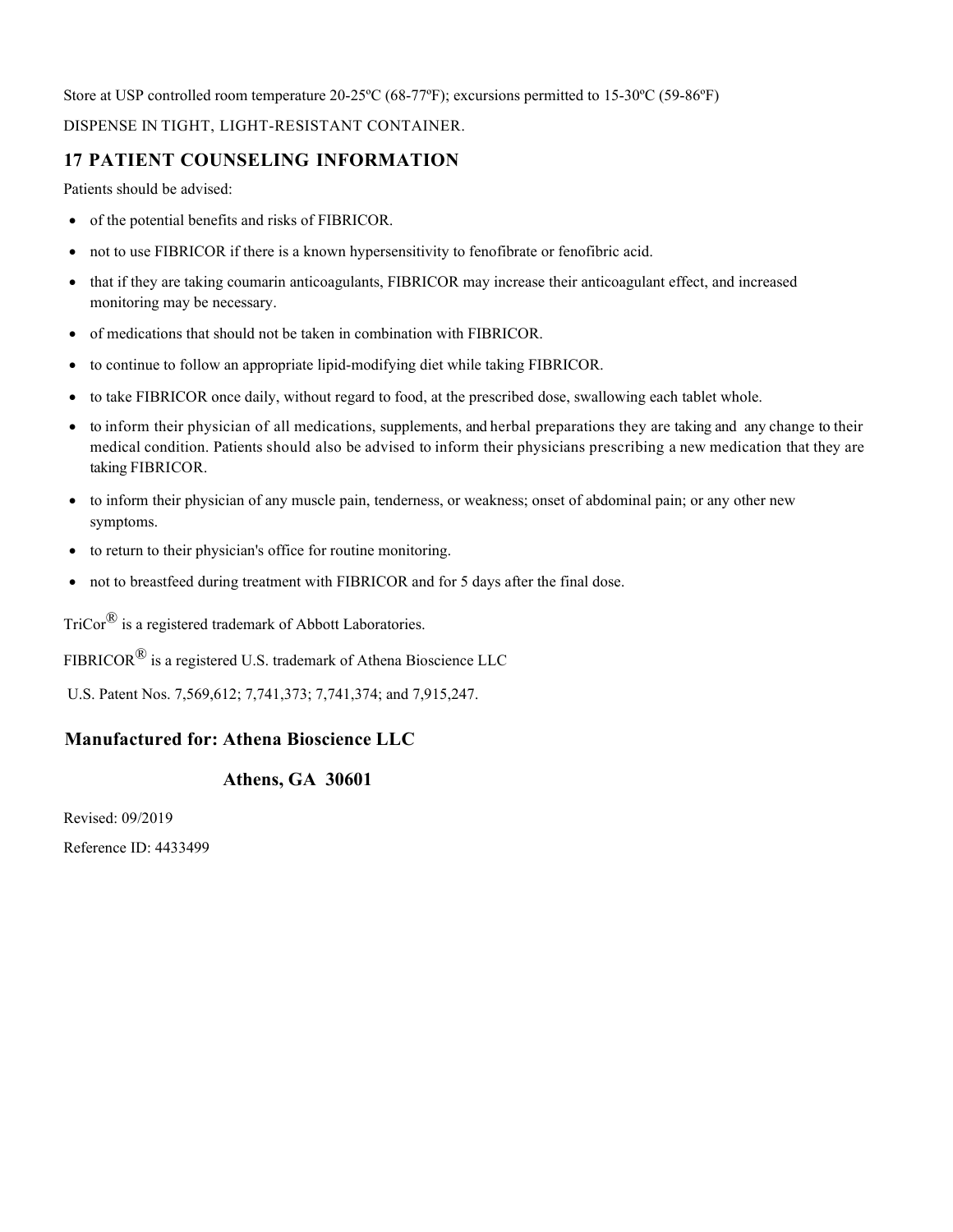Store at USP controlled room temperature 20-25ºC (68-77ºF); excursions permitted to 15-30ºC (59-86ºF)

DISPENSE IN TIGHT, LIGHT-RESISTANT CONTAINER.

## 17 PATIENT COUNSELING INFORMATION

Patients should be advised:

- of the potential benefits and risks of FIBRICOR.
- not to use FIBRICOR if there is a known hypersensitivity to fenofibrate or fenofibric acid.
- that if they are taking coumarin anticoagulants, FIBRICOR may increase their anticoagulant effect, and increased monitoring may be necessary.
- of medications that should not be taken in combination with FIBRICOR.
- to continue to follow an appropriate lipid-modifying diet while taking FIBRICOR.
- to take FIBRICOR once daily, without regard to food, at the prescribed dose, swallowing each tablet whole.
- to inform their physician of all medications, supplements, and herbal preparations they are taking and any change to their medical condition. Patients should also be advised to inform their physicians prescribing a new medication that they are taking FIBRICOR.
- to inform their physician of any muscle pain, tenderness, or weakness; onset of abdominal pain; or any other new symptoms.
- to return to their physician's office for routine monitoring.
- not to breastfeed during treatment with FIBRICOR and for 5 days after the final dose.

TriCor® is a registered trademark of Abbott Laboratories.

FIBRICOR® is a registered U.S. trademark of Athena Bioscience LLC

U.S. Patent Nos. 7,569,612; 7,741,373; 7,741,374; and 7,915,247.

**Manufactured for: Athena Bioscience LLC**

**Athens, GA 30601**

Revised: 09/2019

Reference ID: 4433499